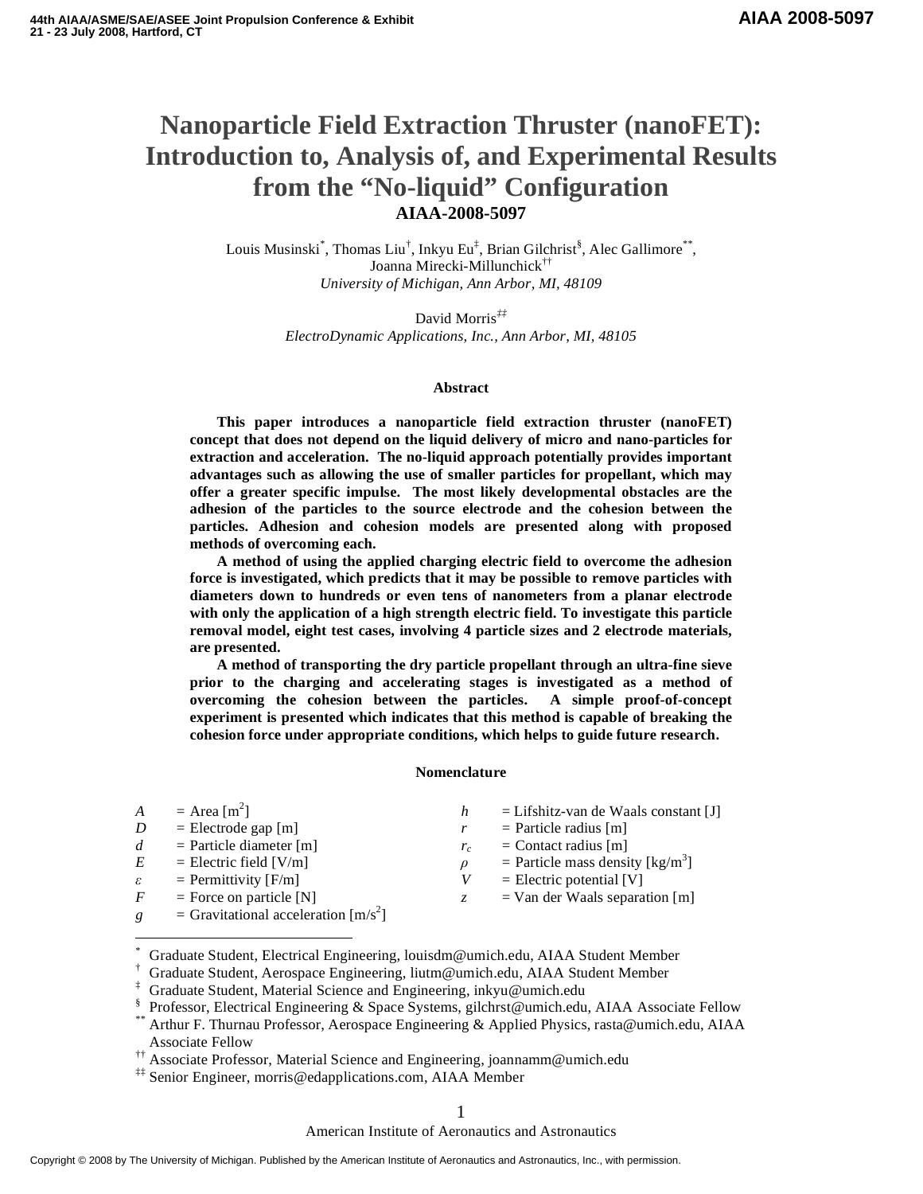# Nanoparticle Field Extraction Thruster (nanoFET): Introduction to, Analysis of, and Experimental Results from the "No-liquid" Configuration

**AIAA-2008-5097**

Louis Musinski[*], Thomas Liu[†], Inkyu Eu[‡], Brian Gilchrist[§], Alec Gallimore[**], Joanna Mirecki-Millunchick[††]
*University of Michigan, Ann Arbor, MI, 48109*

David Morris[‡‡]
*ElectroDynamic Applications, Inc., Ann Arbor, MI, 48105*

## Abstract

**This paper introduces a nanoparticle field extraction thruster (nanoFET) concept that does not depend on the liquid delivery of micro and nano-particles for extraction and acceleration. The no-liquid approach potentially provides important advantages such as allowing the use of smaller particles for propellant, which may offer a greater specific impulse. The most likely developmental obstacles are the adhesion of the particles to the source electrode and the cohesion between the particles. Adhesion and cohesion models are presented along with proposed methods of overcoming each.**

**A method of using the applied charging electric field to overcome the adhesion force is investigated, which predicts that it may be possible to remove particles with diameters down to hundreds or even tens of nanometers from a planar electrode with only the application of a high strength electric field. To investigate this particle removal model, eight test cases, involving 4 particle sizes and 2 electrode materials, are presented.**

**A method of transporting the dry particle propellant through an ultra-fine sieve prior to the charging and accelerating stages is investigated as a method of overcoming the cohesion between the particles. A simple proof-of-concept experiment is presented which indicates that this method is capable of breaking the cohesion force under appropriate conditions, which helps to guide future research.**

## Nomenclature

| | | | |
|---|---|---|---|
| $A$ | = Area [$m^2$] | $h$ | = Lifshitz-van de Waals constant [J] |
| $D$ | = Electrode gap [m] | $r$ | = Particle radius [m] |
| $d$ | = Particle diameter [m] | $r_c$ | = Contact radius [m] |
| $E$ | = Electric field [V/m] | $\rho$ | = Particle mass density [$kg/m^3$] |
| $\varepsilon$ | = Permittivity [F/m] | $V$ | = Electric potential [V] |
| $F$ | = Force on particle [N] | $z$ | = Van der Waals separation [m] |
| $g$ | = Gravitational acceleration [$m/s^2$] | | |

---

[*] Graduate Student, Electrical Engineering, louisdm@umich.edu, AIAA Student Member
[†] Graduate Student, Aerospace Engineering, liutm@umich.edu, AIAA Student Member
[‡] Graduate Student, Material Science and Engineering, inkyu@umich.edu
[§] Professor, Electrical Engineering & Space Systems, gilchrst@umich.edu, AIAA Associate Fellow
[**] Arthur F. Thurnau Professor, Aerospace Engineering & Applied Physics, rasta@umich.edu, AIAA Associate Fellow
[††] Associate Professor, Material Science and Engineering, joannamm@umich.edu
[‡‡] Senior Engineer, morris@edapplications.com, AIAA Member

Copyright © 2008 by The University of Michigan. Published by the American Institute of Aeronautics and Astronautics, Inc., with permission.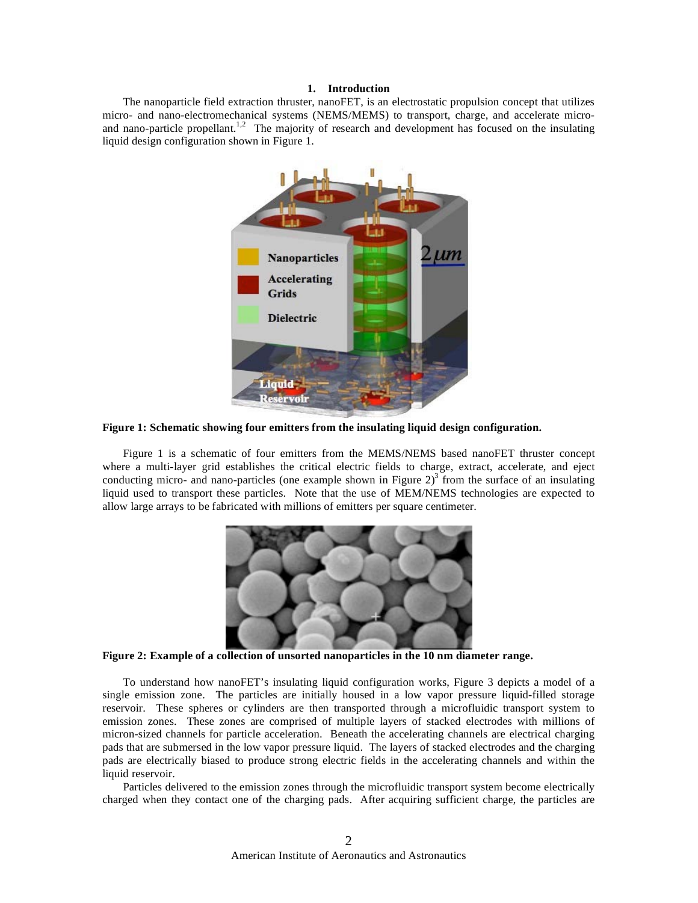## 1. Introduction

The nanoparticle field extraction thruster, nanoFET, is an electrostatic propulsion concept that utilizes micro- and nano-electromechanical systems (NEMS/MEMS) to transport, charge, and accelerate micro- and nano-particle propellant.[1,2] The majority of research and development has focused on the insulating liquid design configuration shown in Figure 1.

**Figure 1: Schematic showing four emitters from the insulating liquid design configuration.**

Figure 1 is a schematic of four emitters from the MEMS/NEMS based nanoFET thruster concept where a multi-layer grid establishes the critical electric fields to charge, extract, accelerate, and eject conducting micro- and nano-particles (one example shown in Figure 2)[3] from the surface of an insulating liquid used to transport these particles. Note that the use of MEM/NEMS technologies are expected to allow large arrays to be fabricated with millions of emitters per square centimeter.

**Figure 2: Example of a collection of unsorted nanoparticles in the 10 nm diameter range.**

To understand how nanoFET's insulating liquid configuration works, Figure 3 depicts a model of a single emission zone. The particles are initially housed in a low vapor pressure liquid-filled storage reservoir. These spheres or cylinders are then transported through a microfluidic transport system to emission zones. These zones are comprised of multiple layers of stacked electrodes with millions of micron-sized channels for particle acceleration. Beneath the accelerating channels are electrical charging pads that are submersed in the low vapor pressure liquid. The layers of stacked electrodes and the charging pads are electrically biased to produce strong electric fields in the accelerating channels and within the liquid reservoir.

Particles delivered to the emission zones through the microfluidic transport system become electrically charged when they contact one of the charging pads. After acquiring sufficient charge, the particles are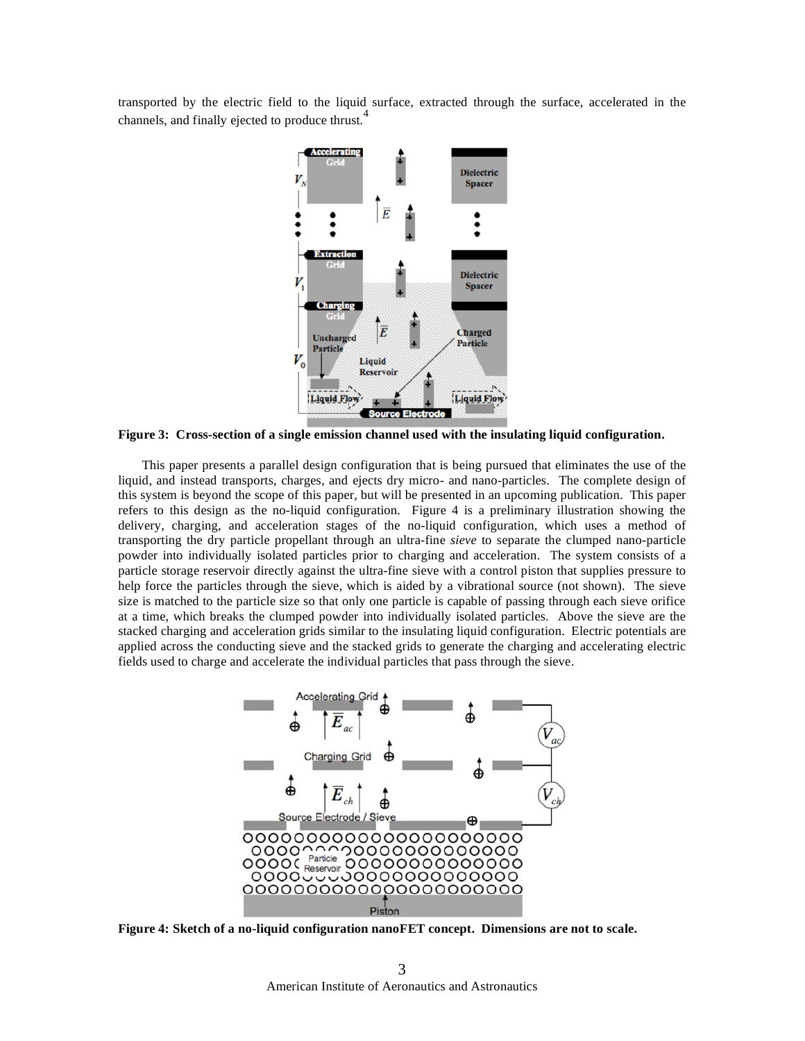transported by the electric field to the liquid surface, extracted through the surface, accelerated in the channels, and finally ejected to produce thrust.[4]

**Figure 3: Cross-section of a single emission channel used with the insulating liquid configuration.**

This paper presents a parallel design configuration that is being pursued that eliminates the use of the liquid, and instead transports, charges, and ejects dry micro- and nano-particles. The complete design of this system is beyond the scope of this paper, but will be presented in an upcoming publication. This paper refers to this design as the no-liquid configuration. Figure 4 is a preliminary illustration showing the delivery, charging, and acceleration stages of the no-liquid configuration, which uses a method of transporting the dry particle propellant through an ultra-fine *sieve* to separate the clumped nano-particle powder into individually isolated particles prior to charging and acceleration. The system consists of a particle storage reservoir directly against the ultra-fine sieve with a control piston that supplies pressure to help force the particles through the sieve, which is aided by a vibrational source (not shown). The sieve size is matched to the particle size so that only one particle is capable of passing through each sieve orifice at a time, which breaks the clumped powder into individually isolated particles. Above the sieve are the stacked charging and acceleration grids similar to the insulating liquid configuration. Electric potentials are applied across the conducting sieve and the stacked grids to generate the charging and accelerating electric fields used to charge and accelerate the individual particles that pass through the sieve.

**Figure 4: Sketch of a no-liquid configuration nanoFET concept. Dimensions are not to scale.**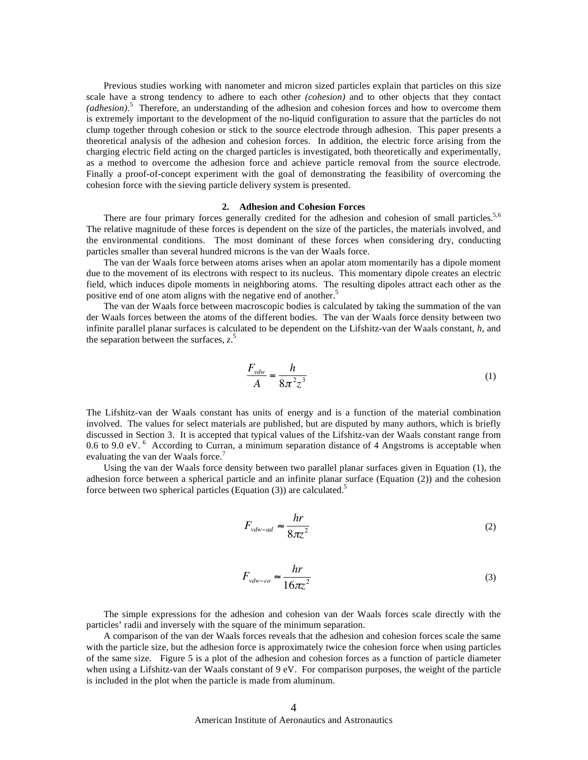Previous studies working with nanometer and micron sized particles explain that particles on this size scale have a strong tendency to adhere to each other *(cohesion)* and to other objects that they contact *(adhesion)*.[5] Therefore, an understanding of the adhesion and cohesion forces and how to overcome them is extremely important to the development of the no-liquid configuration to assure that the particles do not clump together through cohesion or stick to the source electrode through adhesion. This paper presents a theoretical analysis of the adhesion and cohesion forces. In addition, the electric force arising from the charging electric field acting on the charged particles is investigated, both theoretically and experimentally, as a method to overcome the adhesion force and achieve particle removal from the source electrode. Finally a proof-of-concept experiment with the goal of demonstrating the feasibility of overcoming the cohesion force with the sieving particle delivery system is presented.

## 2. Adhesion and Cohesion Forces

There are four primary forces generally credited for the adhesion and cohesion of small particles.[5,6] The relative magnitude of these forces is dependent on the size of the particles, the materials involved, and the environmental conditions. The most dominant of these forces when considering dry, conducting particles smaller than several hundred microns is the van der Waals force.

The van der Waals force between atoms arises when an apolar atom momentarily has a dipole moment due to the movement of its electrons with respect to its nucleus. This momentary dipole creates an electric field, which induces dipole moments in neighboring atoms. The resulting dipoles attract each other as the positive end of one atom aligns with the negative end of another.[5]

The van der Waals force between macroscopic bodies is calculated by taking the summation of the van der Waals forces between the atoms of the different bodies. The van der Waals force density between two infinite parallel planar surfaces is calculated to be dependent on the Lifshitz-van der Waals constant, $h$, and the separation between the surfaces, $z$.[5]

$$\frac{F_{vdw}}{A} = \frac{h}{8\pi^2 z^3} \tag{1}$$

The Lifshitz-van der Waals constant has units of energy and is a function of the material combination involved. The values for select materials are published, but are disputed by many authors, which is briefly discussed in Section 3. It is accepted that typical values of the Lifshitz-van der Waals constant range from 0.6 to 9.0 eV.[6] According to Curran, a minimum separation distance of 4 Angstroms is acceptable when evaluating the van der Waals force.[7]

Using the van der Waals force density between two parallel planar surfaces given in Equation (1), the adhesion force between a spherical particle and an infinite planar surface (Equation (2)) and the cohesion force between two spherical particles (Equation (3)) are calculated.[5]

$$F_{vdw-ad} \approx \frac{hr}{8\pi z^2} \tag{2}$$

$$F_{vdw-co} \approx \frac{hr}{16\pi z^2} \tag{3}$$

The simple expressions for the adhesion and cohesion van der Waals forces scale directly with the particles' radii and inversely with the square of the minimum separation.

A comparison of the van der Waals forces reveals that the adhesion and cohesion forces scale the same with the particle size, but the adhesion force is approximately twice the cohesion force when using particles of the same size. Figure 5 is a plot of the adhesion and cohesion forces as a function of particle diameter when using a Lifshitz-van der Waals constant of 9 eV. For comparison purposes, the weight of the particle is included in the plot when the particle is made from aluminum.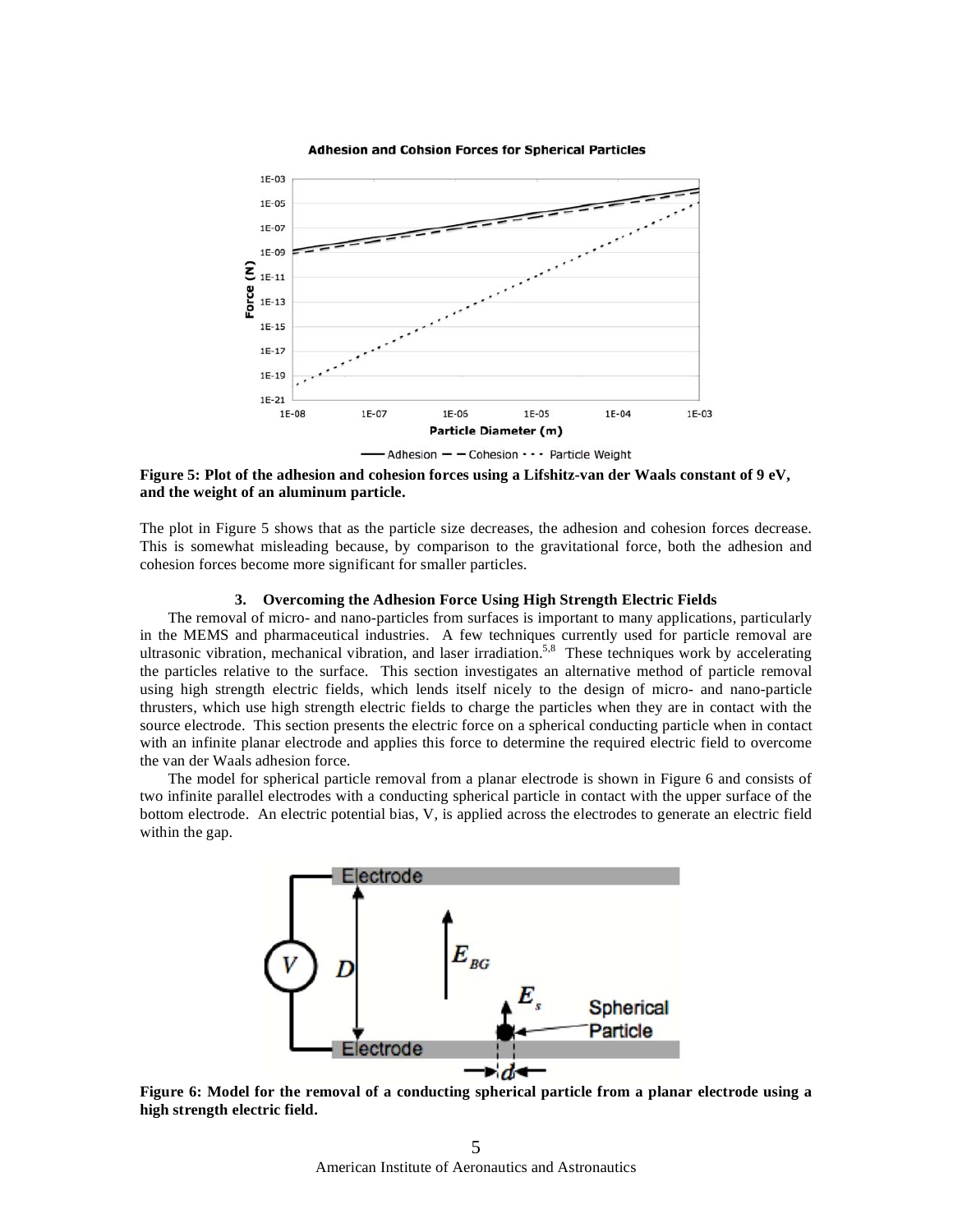Figure 5: Plot of the adhesion and cohesion forces using a Lifshitz-van der Waals constant of 9 eV, and the weight of an aluminum particle.

The plot in Figure 5 shows that as the particle size decreases, the adhesion and cohesion forces decrease. This is somewhat misleading because, by comparison to the gravitational force, both the adhesion and cohesion forces become more significant for smaller particles.

## 3. Overcoming the Adhesion Force Using High Strength Electric Fields

The removal of micro- and nano-particles from surfaces is important to many applications, particularly in the MEMS and pharmaceutical industries. A few techniques currently used for particle removal are ultrasonic vibration, mechanical vibration, and laser irradiation.[5,8] These techniques work by accelerating the particles relative to the surface. This section investigates an alternative method of particle removal using high strength electric fields, which lends itself nicely to the design of micro- and nano-particle thrusters, which use high strength electric fields to charge the particles when they are in contact with the source electrode. This section presents the electric force on a spherical conducting particle when in contact with an infinite planar electrode and applies this force to determine the required electric field to overcome the van der Waals adhesion force.

The model for spherical particle removal from a planar electrode is shown in Figure 6 and consists of two infinite parallel electrodes with a conducting spherical particle in contact with the upper surface of the bottom electrode. An electric potential bias, V, is applied across the electrodes to generate an electric field within the gap.

Figure 6: Model for the removal of a conducting spherical particle from a planar electrode using a high strength electric field.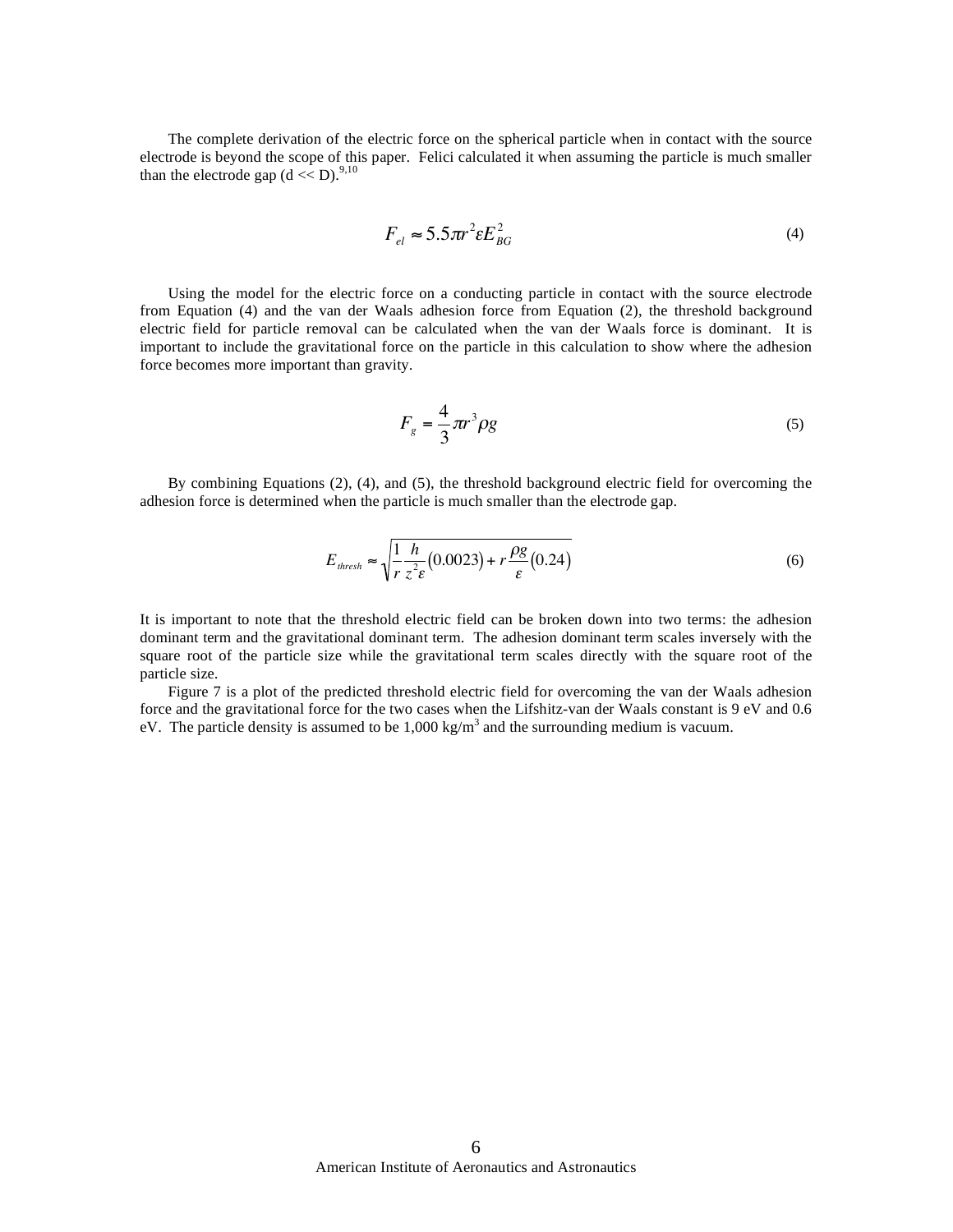The complete derivation of the electric force on the spherical particle when in contact with the source electrode is beyond the scope of this paper. Felici calculated it when assuming the particle is much smaller than the electrode gap ($d << D$).[9,10]

$$F_{el} \approx 5.5 \pi r^2 \varepsilon E_{BG}^2 \tag{4}$$

Using the model for the electric force on a conducting particle in contact with the source electrode from Equation (4) and the van der Waals adhesion force from Equation (2), the threshold background electric field for particle removal can be calculated when the van der Waals force is dominant. It is important to include the gravitational force on the particle in this calculation to show where the adhesion force becomes more important than gravity.

$$F_g = \frac{4}{3} \pi r^3 \rho g \tag{5}$$

By combining Equations (2), (4), and (5), the threshold background electric field for overcoming the adhesion force is determined when the particle is much smaller than the electrode gap.

$$E_{thresh} \approx \sqrt{\frac{1}{r} \frac{h}{z^2 \varepsilon} (0.0023) + r \frac{\rho g}{\varepsilon} (0.24)} \tag{6}$$

It is important to note that the threshold electric field can be broken down into two terms: the adhesion dominant term and the gravitational dominant term. The adhesion dominant term scales inversely with the square root of the particle size while the gravitational term scales directly with the square root of the particle size.

Figure 7 is a plot of the predicted threshold electric field for overcoming the van der Waals adhesion force and the gravitational force for the two cases when the Lifshitz-van der Waals constant is 9 eV and 0.6 eV. The particle density is assumed to be 1,000 kg/m$^3$ and the surrounding medium is vacuum.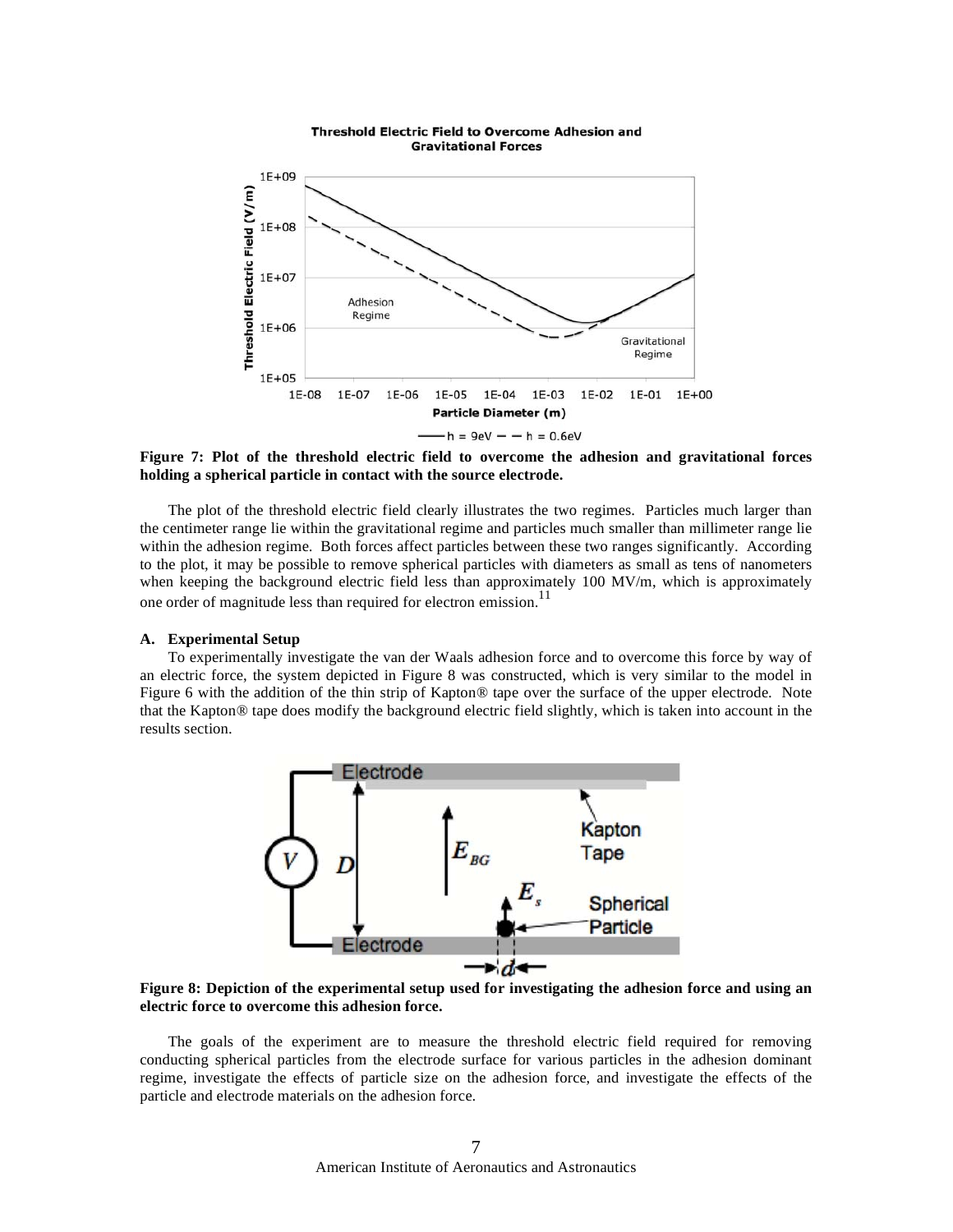**Figure 7: Plot of the threshold electric field to overcome the adhesion and gravitational forces holding a spherical particle in contact with the source electrode.**

The plot of the threshold electric field clearly illustrates the two regimes. Particles much larger than the centimeter range lie within the gravitational regime and particles much smaller than millimeter range lie within the adhesion regime. Both forces affect particles between these two ranges significantly. According to the plot, it may be possible to remove spherical particles with diameters as small as tens of nanometers when keeping the background electric field less than approximately 100 MV/m, which is approximately one order of magnitude less than required for electron emission.[11]

### A. Experimental Setup

To experimentally investigate the van der Waals adhesion force and to overcome this force by way of an electric force, the system depicted in Figure 8 was constructed, which is very similar to the model in Figure 6 with the addition of the thin strip of Kapton® tape over the surface of the upper electrode. Note that the Kapton® tape does modify the background electric field slightly, which is taken into account in the results section.

**Figure 8: Depiction of the experimental setup used for investigating the adhesion force and using an electric force to overcome this adhesion force.**

The goals of the experiment are to measure the threshold electric field required for removing conducting spherical particles from the electrode surface for various particles in the adhesion dominant regime, investigate the effects of particle size on the adhesion force, and investigate the effects of the particle and electrode materials on the adhesion force.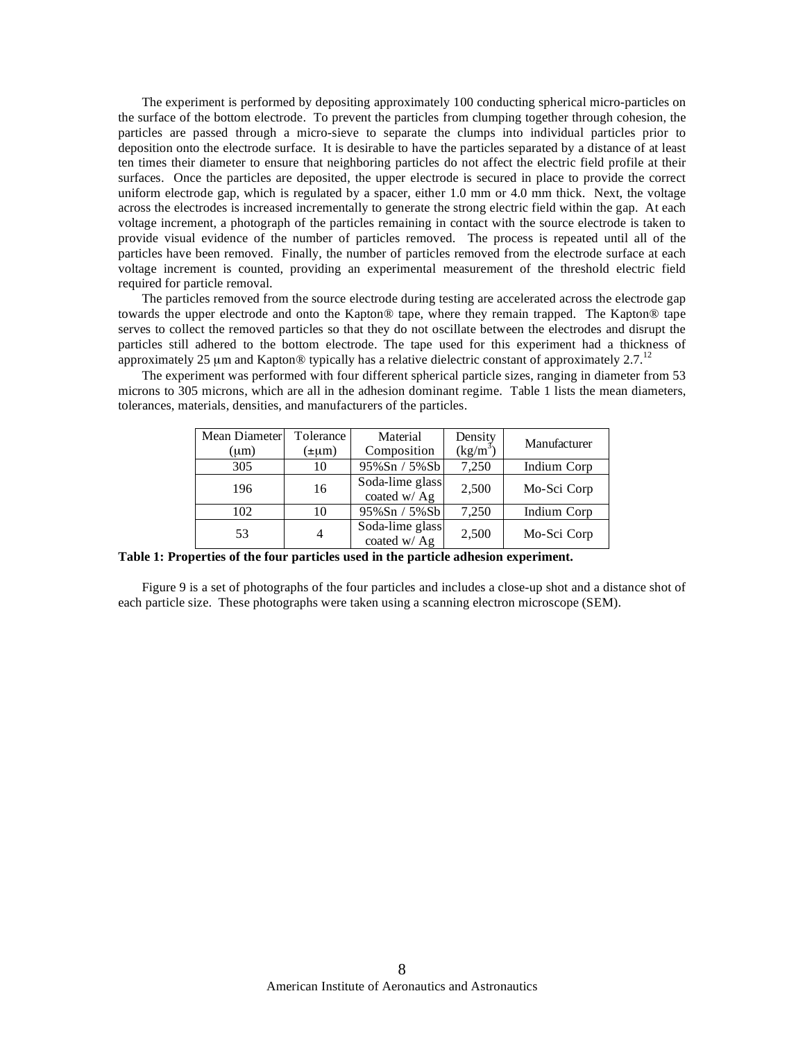The experiment is performed by depositing approximately 100 conducting spherical micro-particles on the surface of the bottom electrode. To prevent the particles from clumping together through cohesion, the particles are passed through a micro-sieve to separate the clumps into individual particles prior to deposition onto the electrode surface. It is desirable to have the particles separated by a distance of at least ten times their diameter to ensure that neighboring particles do not affect the electric field profile at their surfaces. Once the particles are deposited, the upper electrode is secured in place to provide the correct uniform electrode gap, which is regulated by a spacer, either 1.0 mm or 4.0 mm thick. Next, the voltage across the electrodes is increased incrementally to generate the strong electric field within the gap. At each voltage increment, a photograph of the particles remaining in contact with the source electrode is taken to provide visual evidence of the number of particles removed. The process is repeated until all of the particles have been removed. Finally, the number of particles removed from the electrode surface at each voltage increment is counted, providing an experimental measurement of the threshold electric field required for particle removal.

The particles removed from the source electrode during testing are accelerated across the electrode gap towards the upper electrode and onto the Kapton® tape, where they remain trapped. The Kapton® tape serves to collect the removed particles so that they do not oscillate between the electrodes and disrupt the particles still adhered to the bottom electrode. The tape used for this experiment had a thickness of approximately 25 μm and Kapton® typically has a relative dielectric constant of approximately 2.7.[12]

The experiment was performed with four different spherical particle sizes, ranging in diameter from 53 microns to 305 microns, which are all in the adhesion dominant regime. Table 1 lists the mean diameters, tolerances, materials, densities, and manufacturers of the particles.

| Mean Diameter (μm) | Tolerance (±μm) | Material Composition | Density (kg/m$^3$) | Manufacturer |
|---|---|---|---|---|
| 305 | 10 | 95%Sn / 5%Sb | 7,250 | Indium Corp |
| 196 | 16 | Soda-lime glass coated w/ Ag | 2,500 | Mo-Sci Corp |
| 102 | 10 | 95%Sn / 5%Sb | 7,250 | Indium Corp |
| 53 | 4 | Soda-lime glass coated w/ Ag | 2,500 | Mo-Sci Corp |

**Table 1: Properties of the four particles used in the particle adhesion experiment.**

Figure 9 is a set of photographs of the four particles and includes a close-up shot and a distance shot of each particle size. These photographs were taken using a scanning electron microscope (SEM).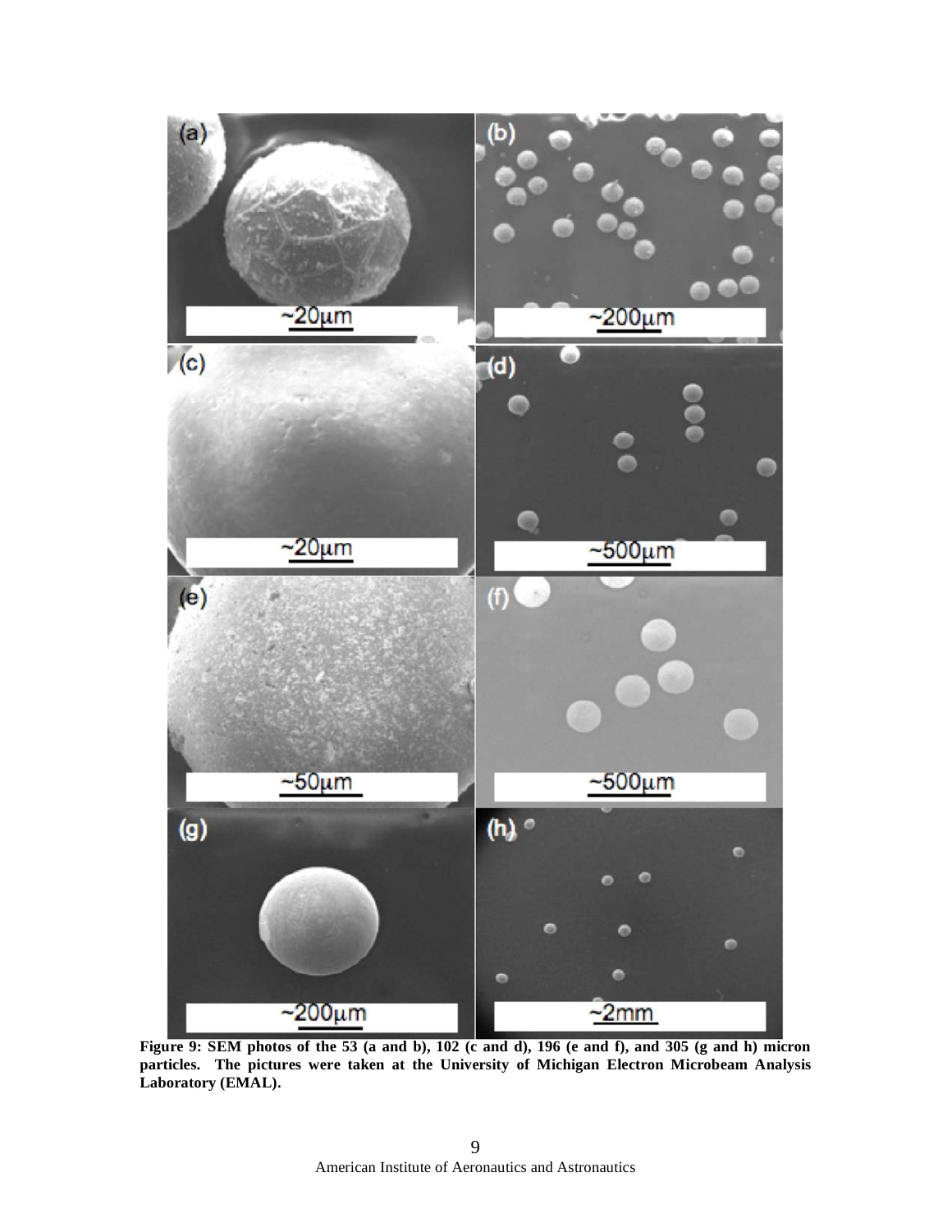**Figure 9: SEM photos of the 53 (a and b), 102 (c and d), 196 (e and f), and 305 (g and h) micron particles. The pictures were taken at the University of Michigan Electron Microbeam Analysis Laboratory (EMAL).**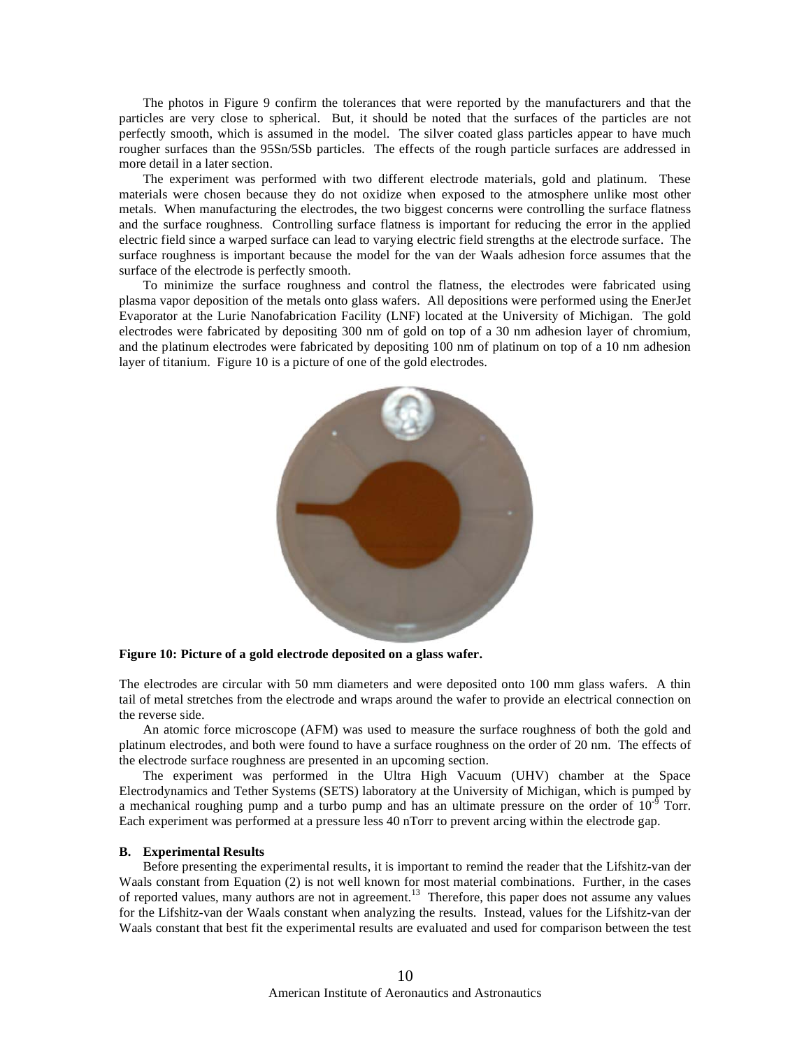The photos in Figure 9 confirm the tolerances that were reported by the manufacturers and that the particles are very close to spherical. But, it should be noted that the surfaces of the particles are not perfectly smooth, which is assumed in the model. The silver coated glass particles appear to have much rougher surfaces than the 95Sn/5Sb particles. The effects of the rough particle surfaces are addressed in more detail in a later section.

The experiment was performed with two different electrode materials, gold and platinum. These materials were chosen because they do not oxidize when exposed to the atmosphere unlike most other metals. When manufacturing the electrodes, the two biggest concerns were controlling the surface flatness and the surface roughness. Controlling surface flatness is important for reducing the error in the applied electric field since a warped surface can lead to varying electric field strengths at the electrode surface. The surface roughness is important because the model for the van der Waals adhesion force assumes that the surface of the electrode is perfectly smooth.

To minimize the surface roughness and control the flatness, the electrodes were fabricated using plasma vapor deposition of the metals onto glass wafers. All depositions were performed using the EnerJet Evaporator at the Lurie Nanofabrication Facility (LNF) located at the University of Michigan. The gold electrodes were fabricated by depositing 300 nm of gold on top of a 30 nm adhesion layer of chromium, and the platinum electrodes were fabricated by depositing 100 nm of platinum on top of a 10 nm adhesion layer of titanium. Figure 10 is a picture of one of the gold electrodes.

**Figure 10: Picture of a gold electrode deposited on a glass wafer.**

The electrodes are circular with 50 mm diameters and were deposited onto 100 mm glass wafers. A thin tail of metal stretches from the electrode and wraps around the wafer to provide an electrical connection on the reverse side.

An atomic force microscope (AFM) was used to measure the surface roughness of both the gold and platinum electrodes, and both were found to have a surface roughness on the order of 20 nm. The effects of the electrode surface roughness are presented in an upcoming section.

The experiment was performed in the Ultra High Vacuum (UHV) chamber at the Space Electrodynamics and Tether Systems (SETS) laboratory at the University of Michigan, which is pumped by a mechanical roughing pump and a turbo pump and has an ultimate pressure on the order of $10^{-9}$ Torr. Each experiment was performed at a pressure less 40 nTorr to prevent arcing within the electrode gap.

### B. Experimental Results

Before presenting the experimental results, it is important to remind the reader that the Lifshitz-van der Waals constant from Equation (2) is not well known for most material combinations. Further, in the cases of reported values, many authors are not in agreement.[13] Therefore, this paper does not assume any values for the Lifshitz-van der Waals constant when analyzing the results. Instead, values for the Lifshitz-van der Waals constant that best fit the experimental results are evaluated and used for comparison between the test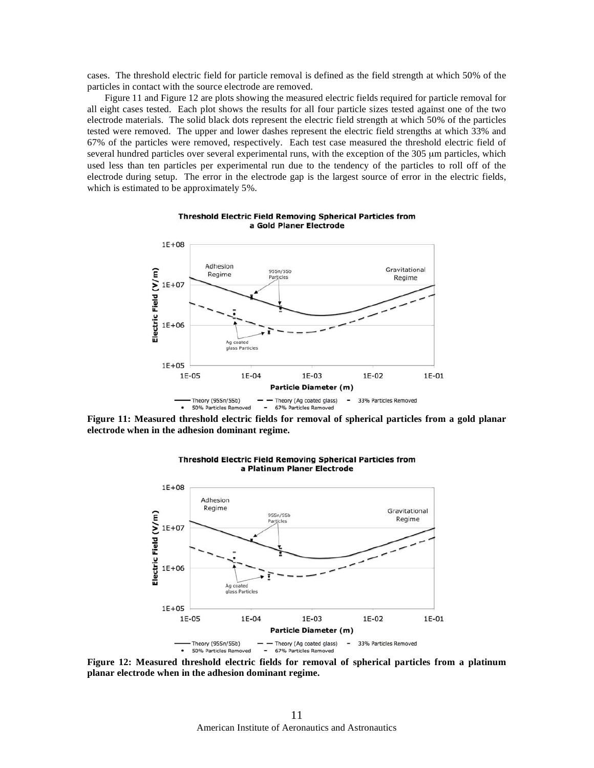cases. The threshold electric field for particle removal is defined as the field strength at which 50% of the particles in contact with the source electrode are removed.

Figure 11 and Figure 12 are plots showing the measured electric fields required for particle removal for all eight cases tested. Each plot shows the results for all four particle sizes tested against one of the two electrode materials. The solid black dots represent the electric field strength at which 50% of the particles tested were removed. The upper and lower dashes represent the electric field strengths at which 33% and 67% of the particles were removed, respectively. Each test case measured the threshold electric field of several hundred particles over several experimental runs, with the exception of the 305 μm particles, which used less than ten particles per experimental run due to the tendency of the particles to roll off of the electrode during setup. The error in the electrode gap is the largest source of error in the electric fields, which is estimated to be approximately 5%.

**Figure 11: Measured threshold electric fields for removal of spherical particles from a gold planar electrode when in the adhesion dominant regime.**

**Figure 12: Measured threshold electric fields for removal of spherical particles from a platinum planar electrode when in the adhesion dominant regime.**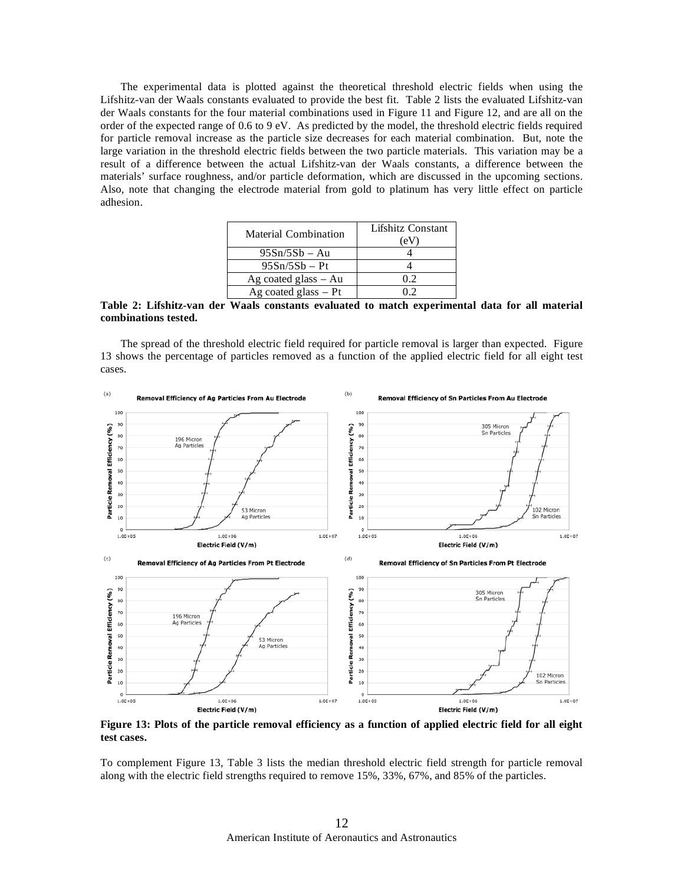The experimental data is plotted against the theoretical threshold electric fields when using the Lifshitz-van der Waals constants evaluated to provide the best fit. Table 2 lists the evaluated Lifshitz-van der Waals constants for the four material combinations used in Figure 11 and Figure 12, and are all on the order of the expected range of 0.6 to 9 eV. As predicted by the model, the threshold electric fields required for particle removal increase as the particle size decreases for each material combination. But, note the large variation in the threshold electric fields between the two particle materials. This variation may be a result of a difference between the actual Lifshitz-van der Waals constants, a difference between the materials' surface roughness, and/or particle deformation, which are discussed in the upcoming sections. Also, note that changing the electrode material from gold to platinum has very little effect on particle adhesion.

| Material Combination | Lifshitz Constant (eV) |
|---|---|
| 95Sn/5Sb – Au | 4 |
| 95Sn/5Sb – Pt | 4 |
| Ag coated glass – Au | 0.2 |
| Ag coated glass – Pt | 0.2 |

**Table 2: Lifshitz-van der Waals constants evaluated to match experimental data for all material combinations tested.**

The spread of the threshold electric field required for particle removal is larger than expected. Figure 13 shows the percentage of particles removed as a function of the applied electric field for all eight test cases.

**Figure 13: Plots of the particle removal efficiency as a function of applied electric field for all eight test cases.**

To complement Figure 13, Table 3 lists the median threshold electric field strength for particle removal along with the electric field strengths required to remove 15%, 33%, 67%, and 85% of the particles.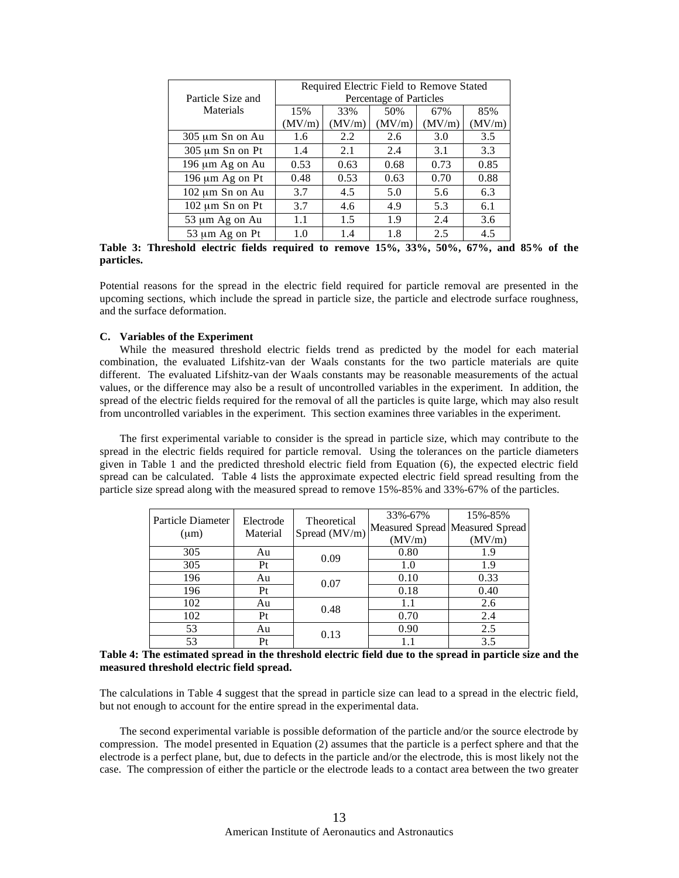| Particle Size and Materials | Required Electric Field to Remove Stated Percentage of Particles | | | | |
|---|---|---|---|---|---|
| | 15% (MV/m) | 33% (MV/m) | 50% (MV/m) | 67% (MV/m) | 85% (MV/m) |
| 305 μm Sn on Au | 1.6 | 2.2 | 2.6 | 3.0 | 3.5 |
| 305 μm Sn on Pt | 1.4 | 2.1 | 2.4 | 3.1 | 3.3 |
| 196 μm Ag on Au | 0.53 | 0.63 | 0.68 | 0.73 | 0.85 |
| 196 μm Ag on Pt | 0.48 | 0.53 | 0.63 | 0.70 | 0.88 |
| 102 μm Sn on Au | 3.7 | 4.5 | 5.0 | 5.6 | 6.3 |
| 102 μm Sn on Pt | 3.7 | 4.6 | 4.9 | 5.3 | 6.1 |
| 53 μm Ag on Au | 1.1 | 1.5 | 1.9 | 2.4 | 3.6 |
| 53 μm Ag on Pt | 1.0 | 1.4 | 1.8 | 2.5 | 4.5 |

**Table 3: Threshold electric fields required to remove 15%, 33%, 50%, 67%, and 85% of the particles.**

Potential reasons for the spread in the electric field required for particle removal are presented in the upcoming sections, which include the spread in particle size, the particle and electrode surface roughness, and the surface deformation.

### C. Variables of the Experiment

While the measured threshold electric fields trend as predicted by the model for each material combination, the evaluated Lifshitz-van der Waals constants for the two particle materials are quite different. The evaluated Lifshitz-van der Waals constants may be reasonable measurements of the actual values, or the difference may also be a result of uncontrolled variables in the experiment. In addition, the spread of the electric fields required for the removal of all the particles is quite large, which may also result from uncontrolled variables in the experiment. This section examines three variables in the experiment.

The first experimental variable to consider is the spread in particle size, which may contribute to the spread in the electric fields required for particle removal. Using the tolerances on the particle diameters given in Table 1 and the predicted threshold electric field from Equation (6), the expected electric field spread can be calculated. Table 4 lists the approximate expected electric field spread resulting from the particle size spread along with the measured spread to remove 15%-85% and 33%-67% of the particles.

| Particle Diameter (μm) | Electrode Material | Theoretical Spread (MV/m) | 33%-67% Measured Spread (MV/m) | 15%-85% Measured Spread (MV/m) |
|---|---|---|---|---|
| 305 | Au | 0.09 | 0.80 | 1.9 |
| 305 | Pt | | 1.0 | 1.9 |
| 196 | Au | 0.07 | 0.10 | 0.33 |
| 196 | Pt | | 0.18 | 0.40 |
| 102 | Au | 0.48 | 1.1 | 2.6 |
| 102 | Pt | | 0.70 | 2.4 |
| 53 | Au | 0.13 | 0.90 | 2.5 |
| 53 | Pt | | 1.1 | 3.5 |

**Table 4: The estimated spread in the threshold electric field due to the spread in particle size and the measured threshold electric field spread.**

The calculations in Table 4 suggest that the spread in particle size can lead to a spread in the electric field, but not enough to account for the entire spread in the experimental data.

The second experimental variable is possible deformation of the particle and/or the source electrode by compression. The model presented in Equation (2) assumes that the particle is a perfect sphere and that the electrode is a perfect plane, but, due to defects in the particle and/or the electrode, this is most likely not the case. The compression of either the particle or the electrode leads to a contact area between the two greater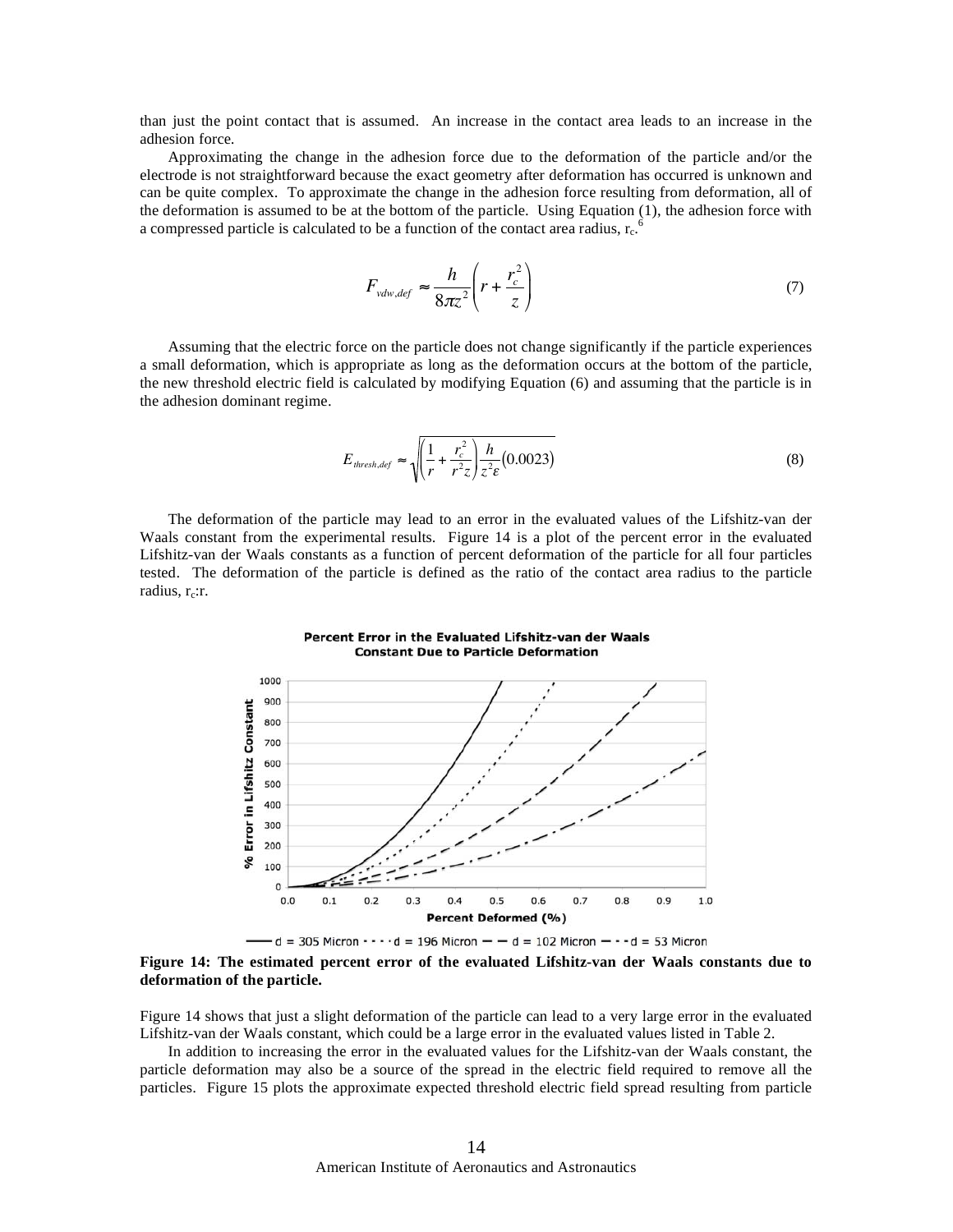than just the point contact that is assumed. An increase in the contact area leads to an increase in the adhesion force.

Approximating the change in the adhesion force due to the deformation of the particle and/or the electrode is not straightforward because the exact geometry after deformation has occurred is unknown and can be quite complex. To approximate the change in the adhesion force resulting from deformation, all of the deformation is assumed to be at the bottom of the particle. Using Equation (1), the adhesion force with a compressed particle is calculated to be a function of the contact area radius, $r_c$.[6]

$$F_{vdw,def} \approx \frac{h}{8\pi z^2}\left(r + \frac{r_c^2}{z}\right) \tag{7}$$

Assuming that the electric force on the particle does not change significantly if the particle experiences a small deformation, which is appropriate as long as the deformation occurs at the bottom of the particle, the new threshold electric field is calculated by modifying Equation (6) and assuming that the particle is in the adhesion dominant regime.

$$E_{thresh,def} \approx \sqrt{\left(\frac{1}{r} + \frac{r_c^2}{r^2 z}\right)\frac{h}{z^2 \varepsilon}(0.0023)} \tag{8}$$

The deformation of the particle may lead to an error in the evaluated values of the Lifshitz-van der Waals constant from the experimental results. Figure 14 is a plot of the percent error in the evaluated Lifshitz-van der Waals constants as a function of percent deformation of the particle for all four particles tested. The deformation of the particle is defined as the ratio of the contact area radius to the particle radius, $r_c$:r.

**Figure 14: The estimated percent error of the evaluated Lifshitz-van der Waals constants due to deformation of the particle.**

Figure 14 shows that just a slight deformation of the particle can lead to a very large error in the evaluated Lifshitz-van der Waals constant, which could be a large error in the evaluated values listed in Table 2.

In addition to increasing the error in the evaluated values for the Lifshitz-van der Waals constant, the particle deformation may also be a source of the spread in the electric field required to remove all the particles. Figure 15 plots the approximate expected threshold electric field spread resulting from particle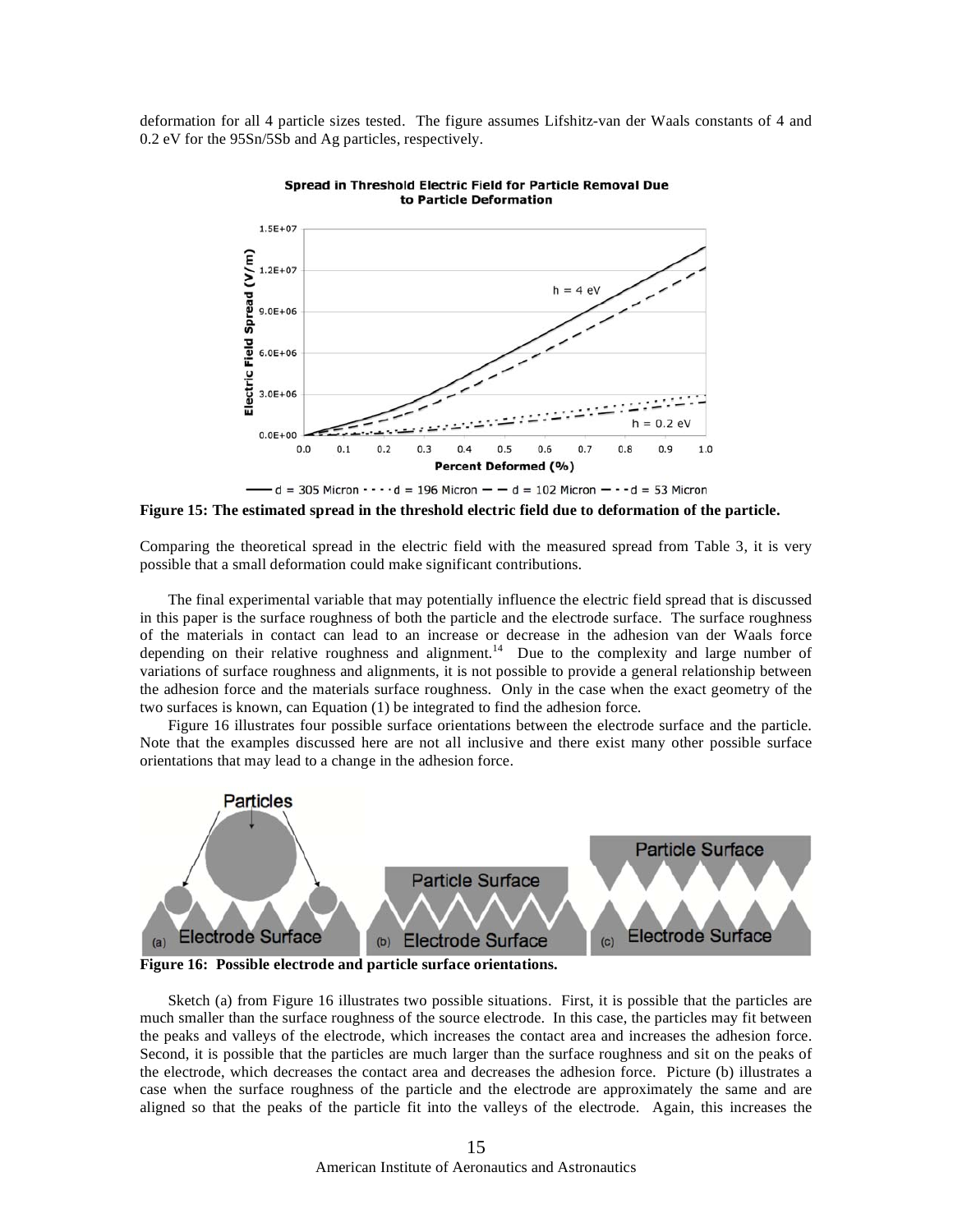deformation for all 4 particle sizes tested. The figure assumes Lifshitz-van der Waals constants of 4 and 0.2 eV for the 95Sn/5Sb and Ag particles, respectively.

**Figure 15: The estimated spread in the threshold electric field due to deformation of the particle.**

Comparing the theoretical spread in the electric field with the measured spread from Table 3, it is very possible that a small deformation could make significant contributions.

The final experimental variable that may potentially influence the electric field spread that is discussed in this paper is the surface roughness of both the particle and the electrode surface. The surface roughness of the materials in contact can lead to an increase or decrease in the adhesion van der Waals force depending on their relative roughness and alignment.[14] Due to the complexity and large number of variations of surface roughness and alignments, it is not possible to provide a general relationship between the adhesion force and the materials surface roughness. Only in the case when the exact geometry of the two surfaces is known, can Equation (1) be integrated to find the adhesion force.

Figure 16 illustrates four possible surface orientations between the electrode surface and the particle. Note that the examples discussed here are not all inclusive and there exist many other possible surface orientations that may lead to a change in the adhesion force.

**Figure 16: Possible electrode and particle surface orientations.**

Sketch (a) from Figure 16 illustrates two possible situations. First, it is possible that the particles are much smaller than the surface roughness of the source electrode. In this case, the particles may fit between the peaks and valleys of the electrode, which increases the contact area and increases the adhesion force. Second, it is possible that the particles are much larger than the surface roughness and sit on the peaks of the electrode, which decreases the contact area and decreases the adhesion force. Picture (b) illustrates a case when the surface roughness of the particle and the electrode are approximately the same and are aligned so that the peaks of the particle fit into the valleys of the electrode. Again, this increases the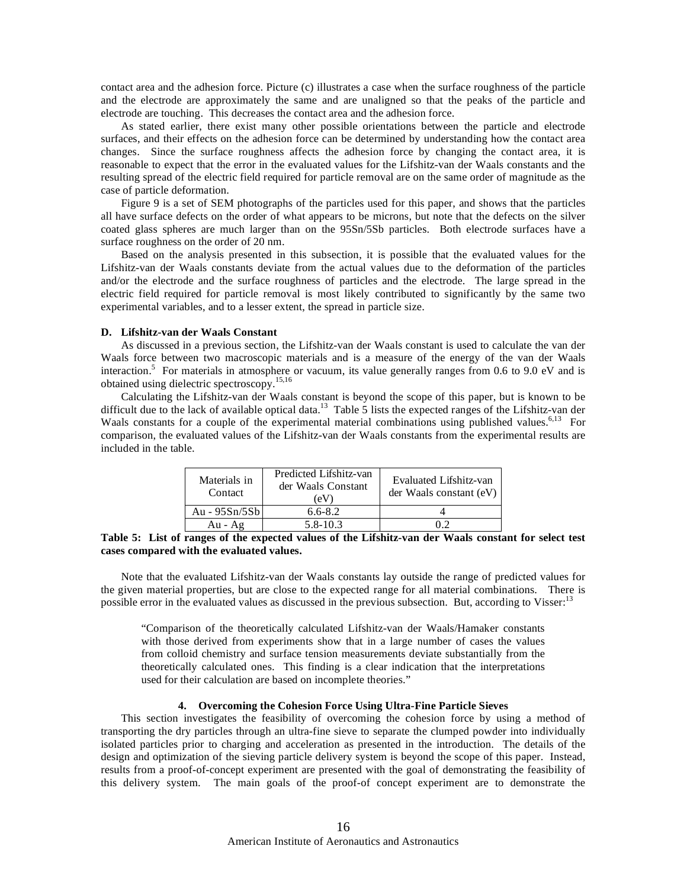contact area and the adhesion force. Picture (c) illustrates a case when the surface roughness of the particle and the electrode are approximately the same and are unaligned so that the peaks of the particle and electrode are touching. This decreases the contact area and the adhesion force.

As stated earlier, there exist many other possible orientations between the particle and electrode surfaces, and their effects on the adhesion force can be determined by understanding how the contact area changes. Since the surface roughness affects the adhesion force by changing the contact area, it is reasonable to expect that the error in the evaluated values for the Lifshitz-van der Waals constants and the resulting spread of the electric field required for particle removal are on the same order of magnitude as the case of particle deformation.

Figure 9 is a set of SEM photographs of the particles used for this paper, and shows that the particles all have surface defects on the order of what appears to be microns, but note that the defects on the silver coated glass spheres are much larger than on the 95Sn/5Sb particles. Both electrode surfaces have a surface roughness on the order of 20 nm.

Based on the analysis presented in this subsection, it is possible that the evaluated values for the Lifshitz-van der Waals constants deviate from the actual values due to the deformation of the particles and/or the electrode and the surface roughness of particles and the electrode. The large spread in the electric field required for particle removal is most likely contributed to significantly by the same two experimental variables, and to a lesser extent, the spread in particle size.

#### D. Lifshitz-van der Waals Constant

As discussed in a previous section, the Lifshitz-van der Waals constant is used to calculate the van der Waals force between two macroscopic materials and is a measure of the energy of the van der Waals interaction.[5] For materials in atmosphere or vacuum, its value generally ranges from 0.6 to 9.0 eV and is obtained using dielectric spectroscopy.[15,16]

Calculating the Lifshitz-van der Waals constant is beyond the scope of this paper, but is known to be difficult due to the lack of available optical data.[13] Table 5 lists the expected ranges of the Lifshitz-van der Waals constants for a couple of the experimental material combinations using published values.[6,13] For comparison, the evaluated values of the Lifshitz-van der Waals constants from the experimental results are included in the table.

| Materials in Contact | Predicted Lifshitz-van der Waals Constant (eV) | Evaluated Lifshitz-van der Waals constant (eV) |
|---|---|---|
| Au - 95Sn/5Sb | 6.6-8.2 | 4 |
| Au - Ag | 5.8-10.3 | 0.2 |

**Table 5: List of ranges of the expected values of the Lifshitz-van der Waals constant for select test cases compared with the evaluated values.**

Note that the evaluated Lifshitz-van der Waals constants lay outside the range of predicted values for the given material properties, but are close to the expected range for all material combinations. There is possible error in the evaluated values as discussed in the previous subsection. But, according to Visser:[13]

> "Comparison of the theoretically calculated Lifshitz-van der Waals/Hamaker constants with those derived from experiments show that in a large number of cases the values from colloid chemistry and surface tension measurements deviate substantially from the theoretically calculated ones. This finding is a clear indication that the interpretations used for their calculation are based on incomplete theories."

### 4. Overcoming the Cohesion Force Using Ultra-Fine Particle Sieves

This section investigates the feasibility of overcoming the cohesion force by using a method of transporting the dry particles through an ultra-fine sieve to separate the clumped powder into individually isolated particles prior to charging and acceleration as presented in the introduction. The details of the design and optimization of the sieving particle delivery system is beyond the scope of this paper. Instead, results from a proof-of-concept experiment are presented with the goal of demonstrating the feasibility of this delivery system. The main goals of the proof-of concept experiment are to demonstrate the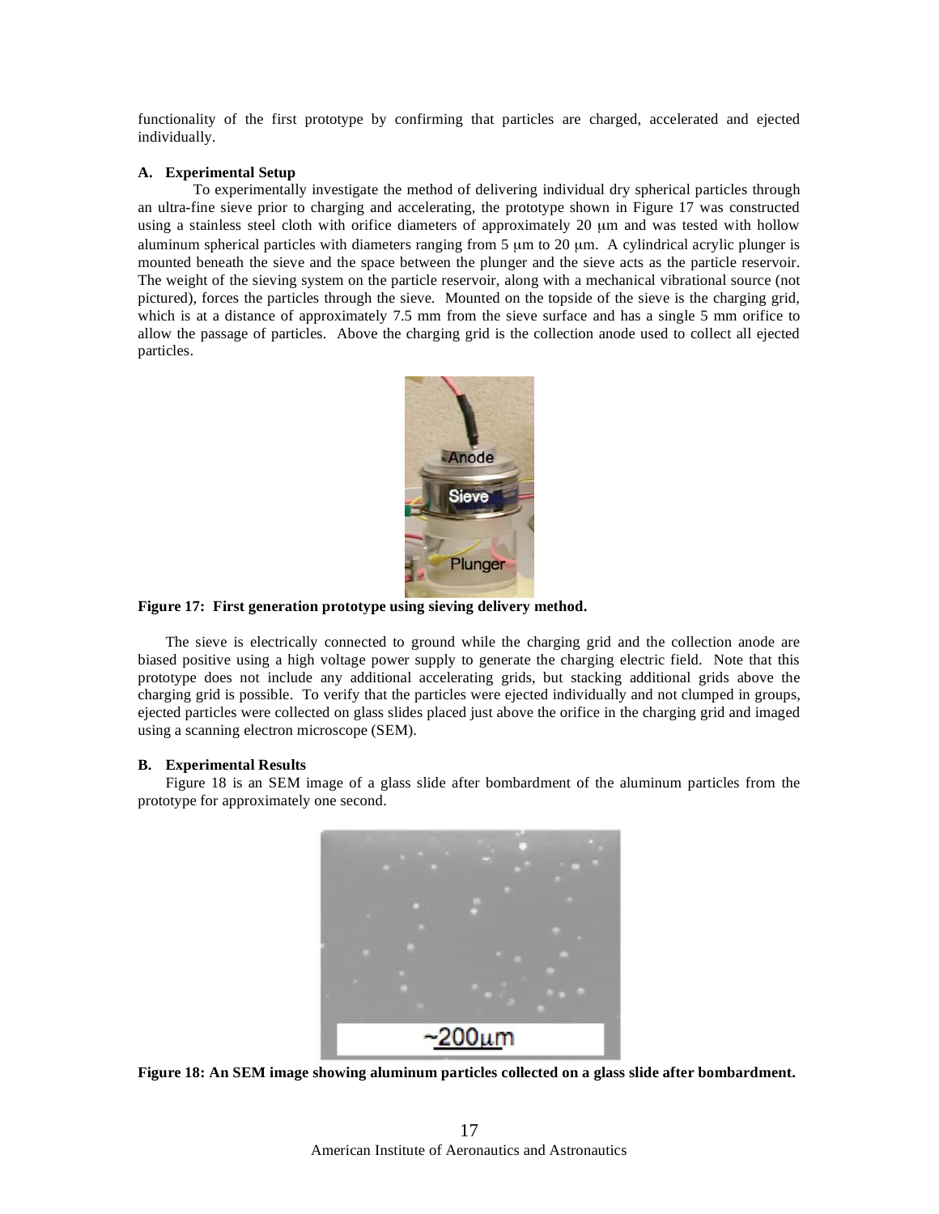functionality of the first prototype by confirming that particles are charged, accelerated and ejected individually.

### A. Experimental Setup

To experimentally investigate the method of delivering individual dry spherical particles through an ultra-fine sieve prior to charging and accelerating, the prototype shown in Figure 17 was constructed using a stainless steel cloth with orifice diameters of approximately 20 μm and was tested with hollow aluminum spherical particles with diameters ranging from 5 μm to 20 μm. A cylindrical acrylic plunger is mounted beneath the sieve and the space between the plunger and the sieve acts as the particle reservoir. The weight of the sieving system on the particle reservoir, along with a mechanical vibrational source (not pictured), forces the particles through the sieve. Mounted on the topside of the sieve is the charging grid, which is at a distance of approximately 7.5 mm from the sieve surface and has a single 5 mm orifice to allow the passage of particles. Above the charging grid is the collection anode used to collect all ejected particles.

**Figure 17: First generation prototype using sieving delivery method.**

The sieve is electrically connected to ground while the charging grid and the collection anode are biased positive using a high voltage power supply to generate the charging electric field. Note that this prototype does not include any additional accelerating grids, but stacking additional grids above the charging grid is possible. To verify that the particles were ejected individually and not clumped in groups, ejected particles were collected on glass slides placed just above the orifice in the charging grid and imaged using a scanning electron microscope (SEM).

### B. Experimental Results

Figure 18 is an SEM image of a glass slide after bombardment of the aluminum particles from the prototype for approximately one second.

**Figure 18: An SEM image showing aluminum particles collected on a glass slide after bombardment.**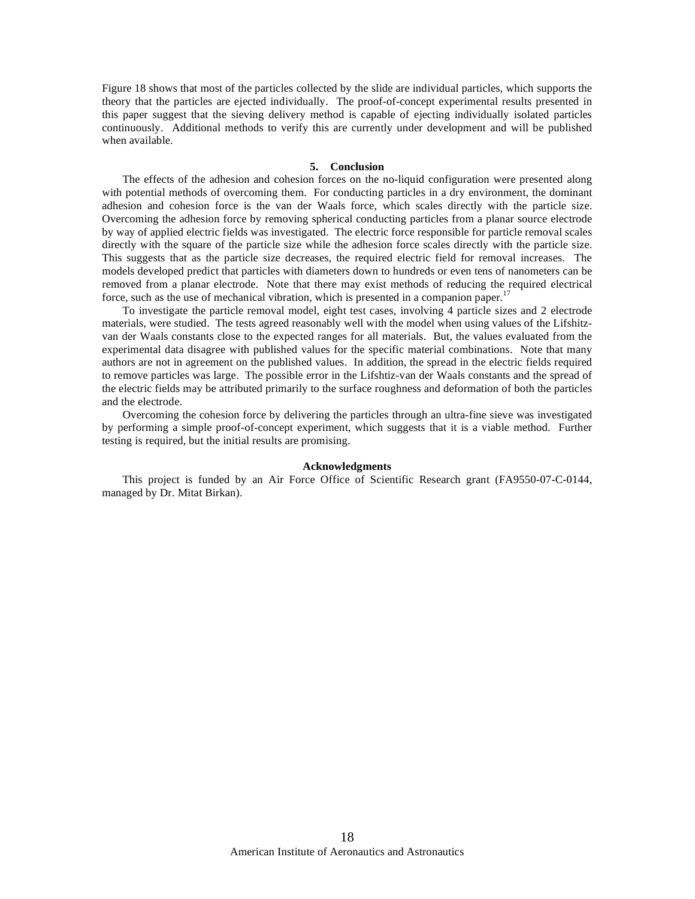Figure 18 shows that most of the particles collected by the slide are individual particles, which supports the theory that the particles are ejected individually. The proof-of-concept experimental results presented in this paper suggest that the sieving delivery method is capable of ejecting individually isolated particles continuously. Additional methods to verify this are currently under development and will be published when available.

## 5. Conclusion

The effects of the adhesion and cohesion forces on the no-liquid configuration were presented along with potential methods of overcoming them. For conducting particles in a dry environment, the dominant adhesion and cohesion force is the van der Waals force, which scales directly with the particle size. Overcoming the adhesion force by removing spherical conducting particles from a planar source electrode by way of applied electric fields was investigated. The electric force responsible for particle removal scales directly with the square of the particle size while the adhesion force scales directly with the particle size. This suggests that as the particle size decreases, the required electric field for removal increases. The models developed predict that particles with diameters down to hundreds or even tens of nanometers can be removed from a planar electrode. Note that there may exist methods of reducing the required electrical force, such as the use of mechanical vibration, which is presented in a companion paper.[17]

To investigate the particle removal model, eight test cases, involving 4 particle sizes and 2 electrode materials, were studied. The tests agreed reasonably well with the model when using values of the Lifshitz-van der Waals constants close to the expected ranges for all materials. But, the values evaluated from the experimental data disagree with published values for the specific material combinations. Note that many authors are not in agreement on the published values. In addition, the spread in the electric fields required to remove particles was large. The possible error in the Lifshtiz-van der Waals constants and the spread of the electric fields may be attributed primarily to the surface roughness and deformation of both the particles and the electrode.

Overcoming the cohesion force by delivering the particles through an ultra-fine sieve was investigated by performing a simple proof-of-concept experiment, which suggests that it is a viable method. Further testing is required, but the initial results are promising.

## Acknowledgments

This project is funded by an Air Force Office of Scientific Research grant (FA9550-07-C-0144, managed by Dr. Mitat Birkan).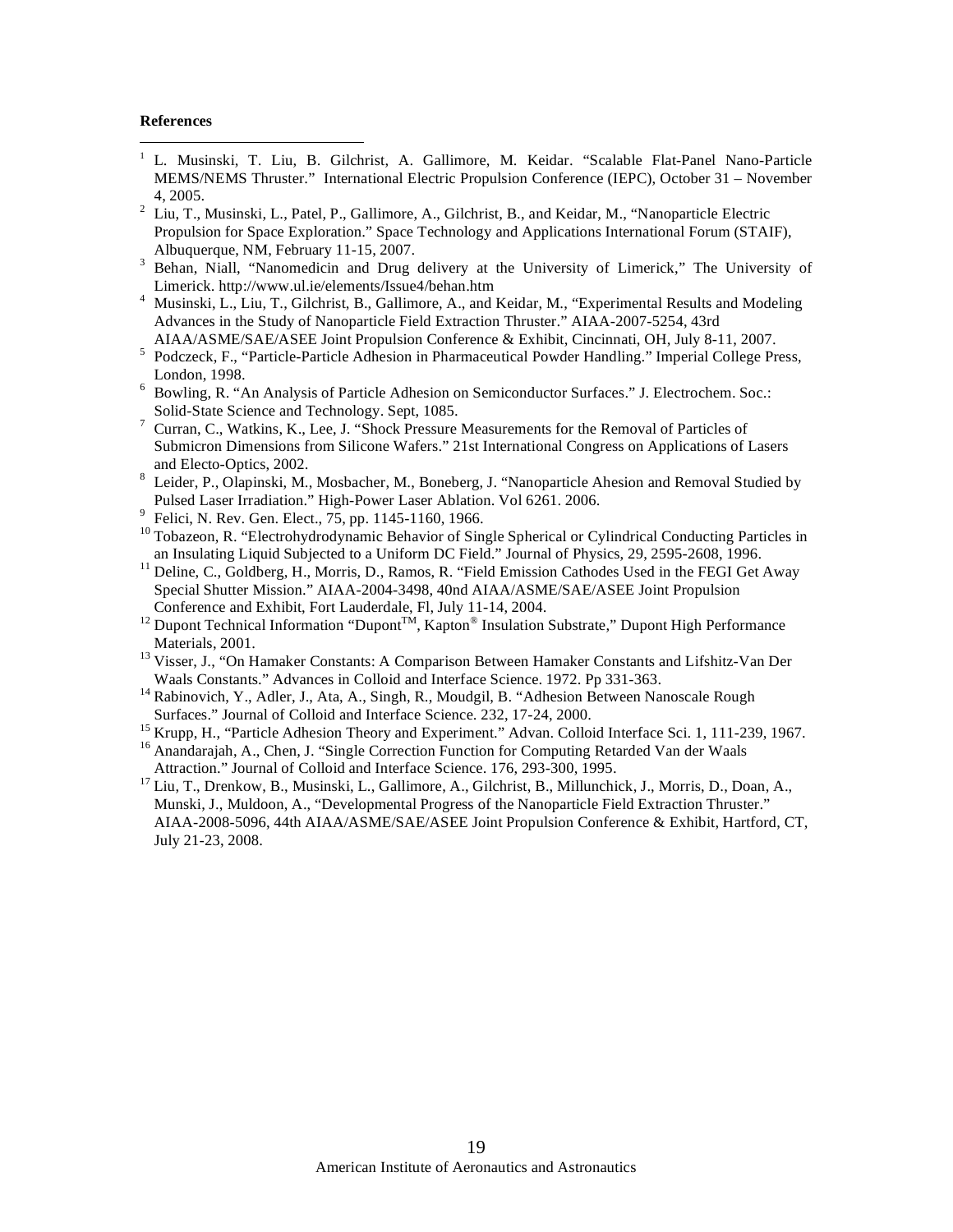**References**

[1] L. Musinski, T. Liu, B. Gilchrist, A. Gallimore, M. Keidar. "Scalable Flat-Panel Nano-Particle MEMS/NEMS Thruster." International Electric Propulsion Conference (IEPC), October 31 – November 4, 2005.

[2] Liu, T., Musinski, L., Patel, P., Gallimore, A., Gilchrist, B., and Keidar, M., "Nanoparticle Electric Propulsion for Space Exploration." Space Technology and Applications International Forum (STAIF), Albuquerque, NM, February 11-15, 2007.

[3] Behan, Niall, "Nanomedicin and Drug delivery at the University of Limerick," The University of Limerick. http://www.ul.ie/elements/Issue4/behan.htm

[4] Musinski, L., Liu, T., Gilchrist, B., Gallimore, A., and Keidar, M., "Experimental Results and Modeling Advances in the Study of Nanoparticle Field Extraction Thruster." AIAA-2007-5254, 43rd AIAA/ASME/SAE/ASEE Joint Propulsion Conference & Exhibit, Cincinnati, OH, July 8-11, 2007.

[5] Podczeck, F., "Particle-Particle Adhesion in Pharmaceutical Powder Handling." Imperial College Press, London, 1998.

[6] Bowling, R. "An Analysis of Particle Adhesion on Semiconductor Surfaces." J. Electrochem. Soc.: Solid-State Science and Technology. Sept, 1085.

[7] Curran, C., Watkins, K., Lee, J. "Shock Pressure Measurements for the Removal of Particles of Submicron Dimensions from Silicone Wafers." 21st International Congress on Applications of Lasers and Electo-Optics, 2002.

[8] Leider, P., Olapinski, M., Mosbacher, M., Boneberg, J. "Nanoparticle Ahesion and Removal Studied by Pulsed Laser Irradiation." High-Power Laser Ablation. Vol 6261. 2006.

[9] Felici, N. Rev. Gen. Elect., 75, pp. 1145-1160, 1966.

[10] Tobazeon, R. "Electrohydrodynamic Behavior of Single Spherical or Cylindrical Conducting Particles in an Insulating Liquid Subjected to a Uniform DC Field." Journal of Physics, 29, 2595-2608, 1996.

[11] Deline, C., Goldberg, H., Morris, D., Ramos, R. "Field Emission Cathodes Used in the FEGI Get Away Special Shutter Mission." AIAA-2004-3498, 40nd AIAA/ASME/SAE/ASEE Joint Propulsion Conference and Exhibit, Fort Lauderdale, Fl, July 11-14, 2004.

[12] Dupont Technical Information "Dupont™, Kapton® Insulation Substrate," Dupont High Performance Materials, 2001.

[13] Visser, J., "On Hamaker Constants: A Comparison Between Hamaker Constants and Lifshitz-Van Der Waals Constants." Advances in Colloid and Interface Science. 1972. Pp 331-363.

[14] Rabinovich, Y., Adler, J., Ata, A., Singh, R., Moudgil, B. "Adhesion Between Nanoscale Rough Surfaces." Journal of Colloid and Interface Science. 232, 17-24, 2000.

[15] Krupp, H., "Particle Adhesion Theory and Experiment." Advan. Colloid Interface Sci. 1, 111-239, 1967.

[16] Anandarajah, A., Chen, J. "Single Correction Function for Computing Retarded Van der Waals Attraction." Journal of Colloid and Interface Science. 176, 293-300, 1995.

[17] Liu, T., Drenkow, B., Musinski, L., Gallimore, A., Gilchrist, B., Millunchick, J., Morris, D., Doan, A., Munski, J., Muldoon, A., "Developmental Progress of the Nanoparticle Field Extraction Thruster." AIAA-2008-5096, 44th AIAA/ASME/SAE/ASEE Joint Propulsion Conference & Exhibit, Hartford, CT, July 21-23, 2008.